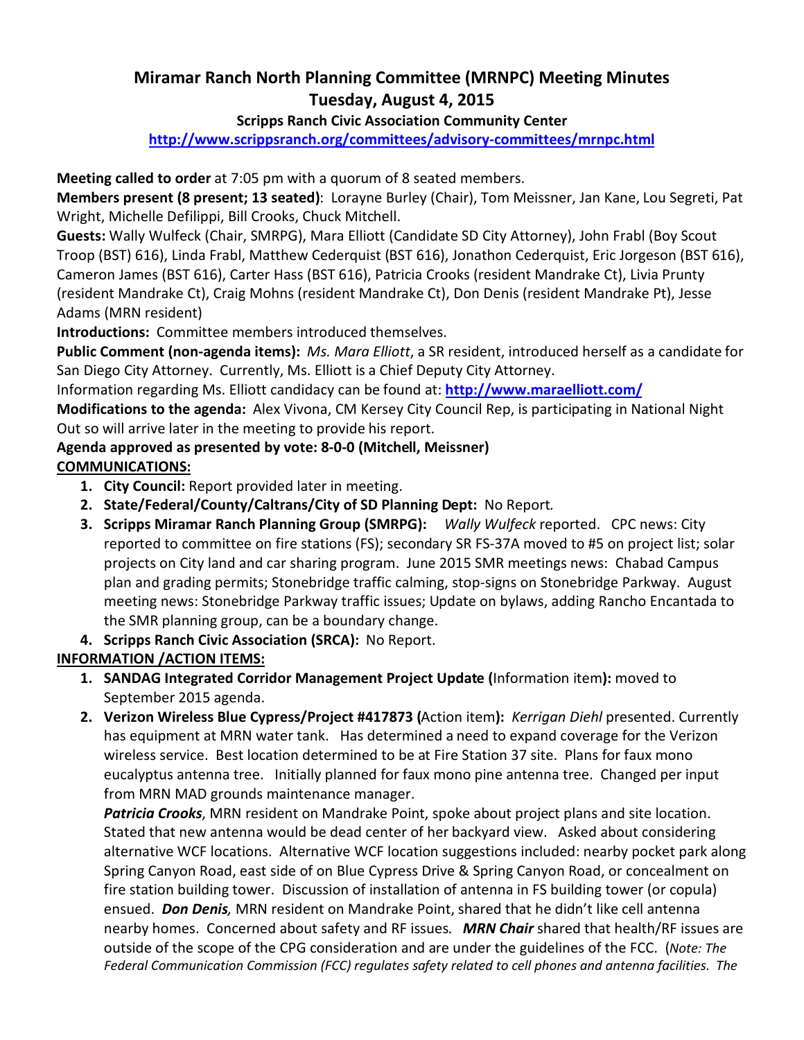# Miramar Ranch North Planning Committee (MRNPC) Meeting Minutes
## Tuesday, August 4, 2015
### Scripps Ranch Civic Association Community Center

**http://www.scrippsranch.org/committees/advisory-committees/mrnpc.html**

**Meeting called to order** at 7:05 pm with a quorum of 8 seated members.

**Members present (8 present; 13 seated)**: Lorayne Burley (Chair), Tom Meissner, Jan Kane, Lou Segreti, Pat Wright, Michelle Defilippi, Bill Crooks, Chuck Mitchell.

**Guests:** Wally Wulfeck (Chair, SMRPG), Mara Elliott (Candidate SD City Attorney), John Frabl (Boy Scout Troop (BST) 616), Linda Frabl, Matthew Cederquist (BST 616), Jonathon Cederquist, Eric Jorgeson (BST 616), Cameron James (BST 616), Carter Hass (BST 616), Patricia Crooks (resident Mandrake Ct), Livia Prunty (resident Mandrake Ct), Craig Mohns (resident Mandrake Ct), Don Denis (resident Mandrake Pt), Jesse Adams (MRN resident)

**Introductions:** Committee members introduced themselves.

**Public Comment (non-agenda items):** *Ms. Mara Elliott*, a SR resident, introduced herself as a candidate for San Diego City Attorney. Currently, Ms. Elliott is a Chief Deputy City Attorney.

Information regarding Ms. Elliott candidacy can be found at: **http://www.maraelliott.com/**

**Modifications to the agenda:** Alex Vivona, CM Kersey City Council Rep, is participating in National Night Out so will arrive later in the meeting to provide his report.

**Agenda approved as presented by vote: 8-0-0 (Mitchell, Meissner)**

**COMMUNICATIONS:**

1. **City Council:** Report provided later in meeting.
2. **State/Federal/County/Caltrans/City of SD Planning Dept:** No Report.
3. **Scripps Miramar Ranch Planning Group (SMRPG):** *Wally Wulfeck* reported. CPC news: City reported to committee on fire stations (FS); secondary SR FS-37A moved to #5 on project list; solar projects on City land and car sharing program. June 2015 SMR meetings news: Chabad Campus plan and grading permits; Stonebridge traffic calming, stop-signs on Stonebridge Parkway. August meeting news: Stonebridge Parkway traffic issues; Update on bylaws, adding Rancho Encantada to the SMR planning group, can be a boundary change.
4. **Scripps Ranch Civic Association (SRCA):** No Report.

**INFORMATION /ACTION ITEMS:**

1. **SANDAG Integrated Corridor Management Project Update (**Information item**):** moved to September 2015 agenda.
2. **Verizon Wireless Blue Cypress/Project #417873 (**Action item**):** *Kerrigan Diehl* presented. Currently has equipment at MRN water tank. Has determined a need to expand coverage for the Verizon wireless service. Best location determined to be at Fire Station 37 site. Plans for faux mono eucalyptus antenna tree. Initially planned for faux mono pine antenna tree. Changed per input from MRN MAD grounds maintenance manager.

   ***Patricia Crooks***, MRN resident on Mandrake Point, spoke about project plans and site location. Stated that new antenna would be dead center of her backyard view. Asked about considering alternative WCF locations. Alternative WCF location suggestions included: nearby pocket park along Spring Canyon Road, east side of on Blue Cypress Drive & Spring Canyon Road, or concealment on fire station building tower. Discussion of installation of antenna in FS building tower (or copula) ensued. ***Don Denis,*** MRN resident on Mandrake Point, shared that he didn't like cell antenna nearby homes. Concerned about safety and RF issues. ***MRN Chair*** shared that health/RF issues are outside of the scope of the CPG consideration and are under the guidelines of the FCC. (*Note: The Federal Communication Commission (FCC) regulates safety related to cell phones and antenna facilities. The*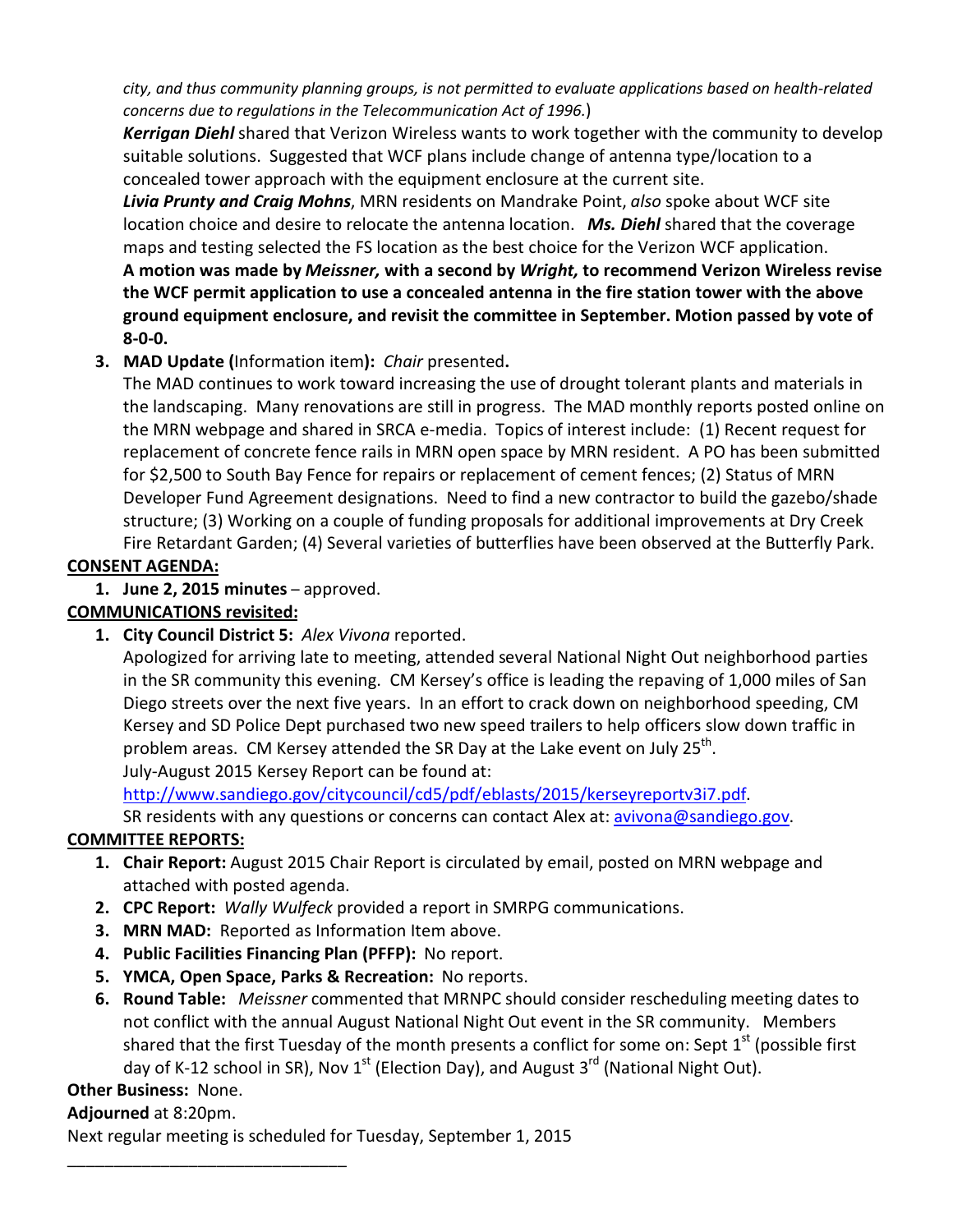*city, and thus community planning groups, is not permitted to evaluate applications based on health-related concerns due to regulations in the Telecommunication Act of 1996.*)

***Kerrigan Diehl*** shared that Verizon Wireless wants to work together with the community to develop suitable solutions. Suggested that WCF plans include change of antenna type/location to a concealed tower approach with the equipment enclosure at the current site.

***Livia Prunty and Craig Mohns***, MRN residents on Mandrake Point, *also* spoke about WCF site location choice and desire to relocate the antenna location. ***Ms. Diehl*** shared that the coverage maps and testing selected the FS location as the best choice for the Verizon WCF application.

**A motion was made by *Meissner,* with a second by *Wright,* to recommend Verizon Wireless revise the WCF permit application to use a concealed antenna in the fire station tower with the above ground equipment enclosure, and revisit the committee in September. Motion passed by vote of 8-0-0.**

3. **MAD Update (**Information item**):** *Chair* presented**.**

   The MAD continues to work toward increasing the use of drought tolerant plants and materials in the landscaping. Many renovations are still in progress. The MAD monthly reports posted online on the MRN webpage and shared in SRCA e-media. Topics of interest include: (1) Recent request for replacement of concrete fence rails in MRN open space by MRN resident. A PO has been submitted for $2,500 to South Bay Fence for repairs or replacement of cement fences; (2) Status of MRN Developer Fund Agreement designations. Need to find a new contractor to build the gazebo/shade structure; (3) Working on a couple of funding proposals for additional improvements at Dry Creek Fire Retardant Garden; (4) Several varieties of butterflies have been observed at the Butterfly Park.

**CONSENT AGENDA:**

1. **June 2, 2015 minutes** – approved.

**COMMUNICATIONS revisited:**

1. **City Council District 5:** *Alex Vivona* reported.

   Apologized for arriving late to meeting, attended several National Night Out neighborhood parties in the SR community this evening. CM Kersey's office is leading the repaving of 1,000 miles of San Diego streets over the next five years. In an effort to crack down on neighborhood speeding, CM Kersey and SD Police Dept purchased two new speed trailers to help officers slow down traffic in problem areas. CM Kersey attended the SR Day at the Lake event on July 25th.

   July-August 2015 Kersey Report can be found at:

   http://www.sandiego.gov/citycouncil/cd5/pdf/eblasts/2015/kerseyreportv3i7.pdf.

   SR residents with any questions or concerns can contact Alex at: avivona@sandiego.gov.

**COMMITTEE REPORTS:**

1. **Chair Report:** August 2015 Chair Report is circulated by email, posted on MRN webpage and attached with posted agenda.
2. **CPC Report:** *Wally Wulfeck* provided a report in SMRPG communications.
3. **MRN MAD:** Reported as Information Item above.
4. **Public Facilities Financing Plan (PFFP):** No report.
5. **YMCA, Open Space, Parks & Recreation:** No reports.
6. **Round Table:** *Meissner* commented that MRNPC should consider rescheduling meeting dates to not conflict with the annual August National Night Out event in the SR community. Members shared that the first Tuesday of the month presents a conflict for some on: Sept 1st (possible first day of K-12 school in SR), Nov 1st (Election Day), and August 3rd (National Night Out).

**Other Business:** None.

**Adjourned** at 8:20pm.

Next regular meeting is scheduled for Tuesday, September 1, 2015

\_\_\_\_\_\_\_\_\_\_\_\_\_\_\_\_\_\_\_\_\_\_\_\_\_\_\_\_\_\_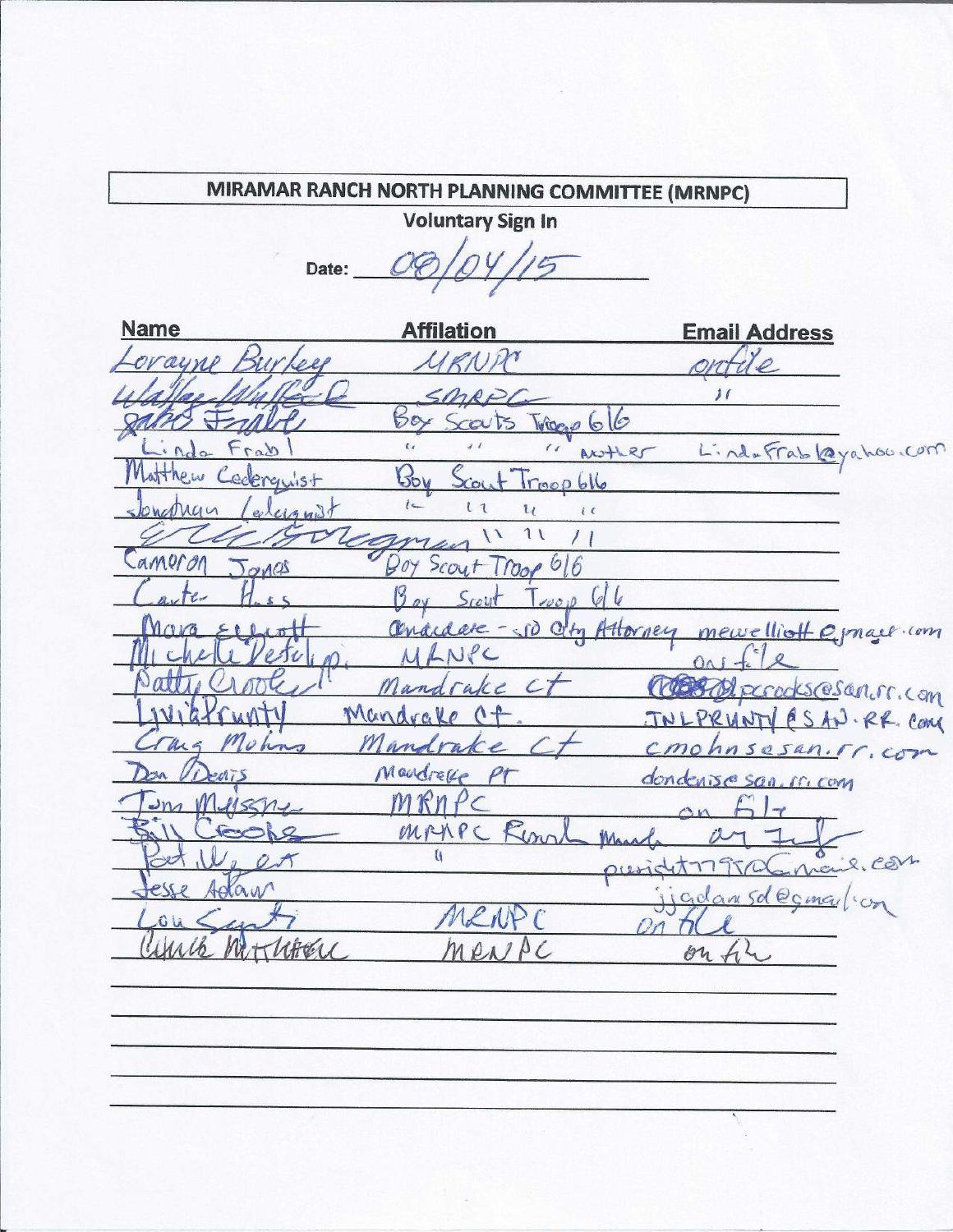# MIRAMAR RANCH NORTH PLANNING COMMITTEE (MRNPC)

**Voluntary Sign In**

Date: 08/04/15

| Name | Affilation | Email Address |
| --- | --- | --- |
| Lorayne Burley | MRNPC | onfile |
| Wallace Wulfeck | SMRPC | " |
| Sara Frabl | Boy Scouts Troop 616 | |
| Linda Frabl | " " " Mother | Linda.Frabl@yahoo.com |
| Matthew Cederquist | Boy Scout Troop 616 | |
| Jonathan Cederquist | " " " " | |
| Eric Bergman | " " " | |
| Cameron Jones | Boy Scout Troop 616 | |
| Carter Hess | Boy Scout Troop 616 | |
| Mara Elliott | Candidate - SD City Attorney | mewelliott@gmail.com |
| Michele Petrillo | MRNPC | on file |
| Patty Crooks | Mandrake Ct | pcrooks@san.rr.com |
| Livia Prunty | Mandrake Ct. | JNLPRUNTY@SAN.RR.COM |
| Craig Mohns | Mandrake Ct | cmohns@san.rr.com |
| Don Denis | Mandrake Pt | dondenis@san.rr.com |
| Tom Meissner | MRNPC | on file |
| Bill Crooks | MRNPC Rancho Mirada | on file |
| Pat Wyatt | " | pwright1997@gmail.com |
| Jesse Adams | | jjadamsd@gmail.com |
| Lou Scotti | MRNPC | on file |
| Chuck Mitchell | MRNPC | on file |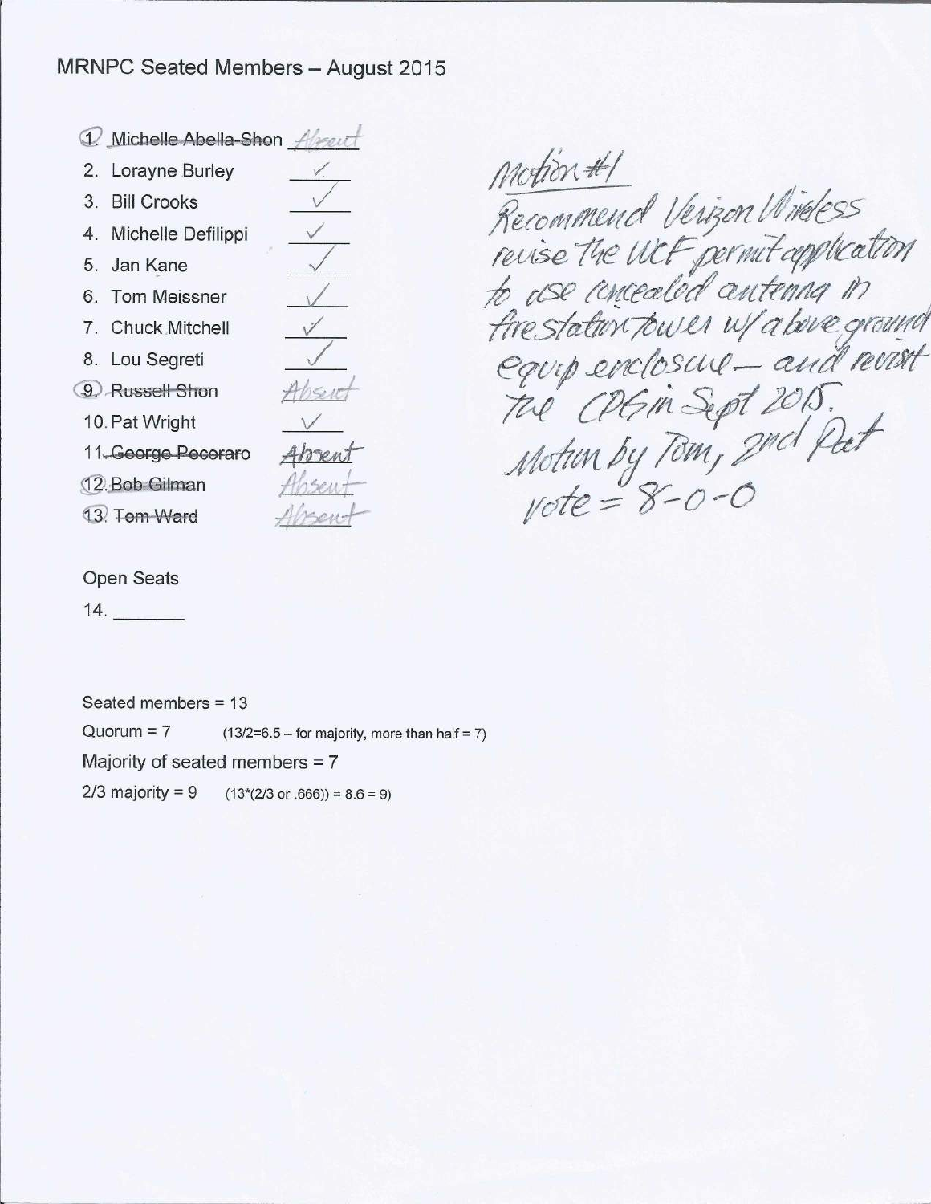# MRNPC Seated Members – August 2015

1. ~~Michelle Abella-Shon~~ Absent
2. Lorayne Burley ✓
3. Bill Crooks ✓
4. Michelle Defilippi ✓
5. Jan Kane ✓
6. Tom Meissner ✓
7. Chuck Mitchell ✓
8. Lou Segreti ✓
9. ~~Russell Shon~~ Absent
10. Pat Wright ✓
11. ~~George Pecoraro~~ Absent
12. ~~Bob Gilman~~ Absent
13. ~~Tom Ward~~ Absent

Open Seats

14. _______

Motion #1

Recommend Verizon Wireless revise the WCF permit application to use concealed antenna in fire station tower w/ above ground equip enclosure – and revisit the CPG in Sept 2015.

Motion by Tom, 2nd Pat

vote = 8-0-0

Seated members = 13

Quorum = 7 (13/2=6.5 – for majority, more than half = 7)

Majority of seated members = 7

2/3 majority = 9 (13*(2/3 or .666)) = 8.6 = 9)